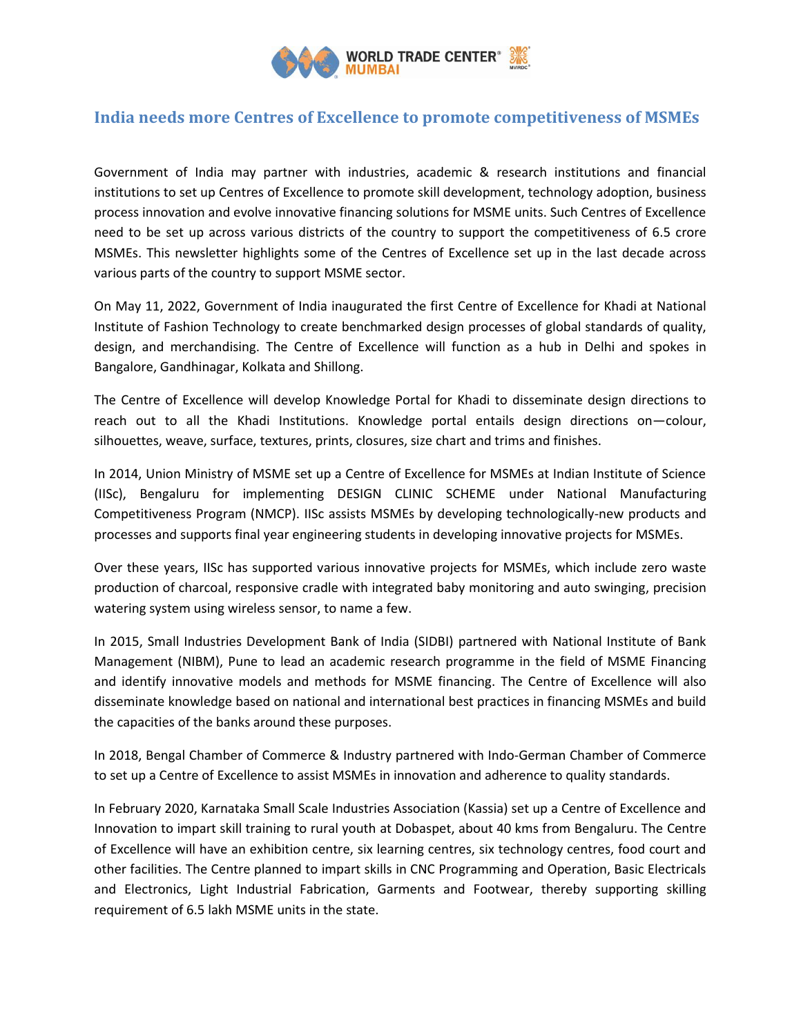# India needs more Centres of Excellence to promote competitiveness of MSMEs

Government of India may partner with industries, academic & research institutions and financial institutions to set up Centres of Excellence to promote skill development, technology adoption, business process innovation and evolve innovative financing solutions for MSME units. Such Centres of Excellence need to be set up across various districts of the country to support the competitiveness of 6.5 crore MSMEs. This newsletter highlights some of the Centres of Excellence set up in the last decade across various parts of the country to support MSME sector.

On May 11, 2022, Government of India inaugurated the first Centre of Excellence for Khadi at National Institute of Fashion Technology to create benchmarked design processes of global standards of quality, design, and merchandising. The Centre of Excellence will function as a hub in Delhi and spokes in Bangalore, Gandhinagar, Kolkata and Shillong.

The Centre of Excellence will develop Knowledge Portal for Khadi to disseminate design directions to reach out to all the Khadi Institutions. Knowledge portal entails design directions on—colour, silhouettes, weave, surface, textures, prints, closures, size chart and trims and finishes.

In 2014, Union Ministry of MSME set up a Centre of Excellence for MSMEs at Indian Institute of Science (IISc), Bengaluru for implementing DESIGN CLINIC SCHEME under National Manufacturing Competitiveness Program (NMCP). IISc assists MSMEs by developing technologically-new products and processes and supports final year engineering students in developing innovative projects for MSMEs.

Over these years, IISc has supported various innovative projects for MSMEs, which include zero waste production of charcoal, responsive cradle with integrated baby monitoring and auto swinging, precision watering system using wireless sensor, to name a few.

In 2015, Small Industries Development Bank of India (SIDBI) partnered with National Institute of Bank Management (NIBM), Pune to lead an academic research programme in the field of MSME Financing and identify innovative models and methods for MSME financing. The Centre of Excellence will also disseminate knowledge based on national and international best practices in financing MSMEs and build the capacities of the banks around these purposes.

In 2018, Bengal Chamber of Commerce & Industry partnered with Indo-German Chamber of Commerce to set up a Centre of Excellence to assist MSMEs in innovation and adherence to quality standards.

In February 2020, Karnataka Small Scale Industries Association (Kassia) set up a Centre of Excellence and Innovation to impart skill training to rural youth at Dobaspet, about 40 kms from Bengaluru. The Centre of Excellence will have an exhibition centre, six learning centres, six technology centres, food court and other facilities. The Centre planned to impart skills in CNC Programming and Operation, Basic Electricals and Electronics, Light Industrial Fabrication, Garments and Footwear, thereby supporting skilling requirement of 6.5 lakh MSME units in the state.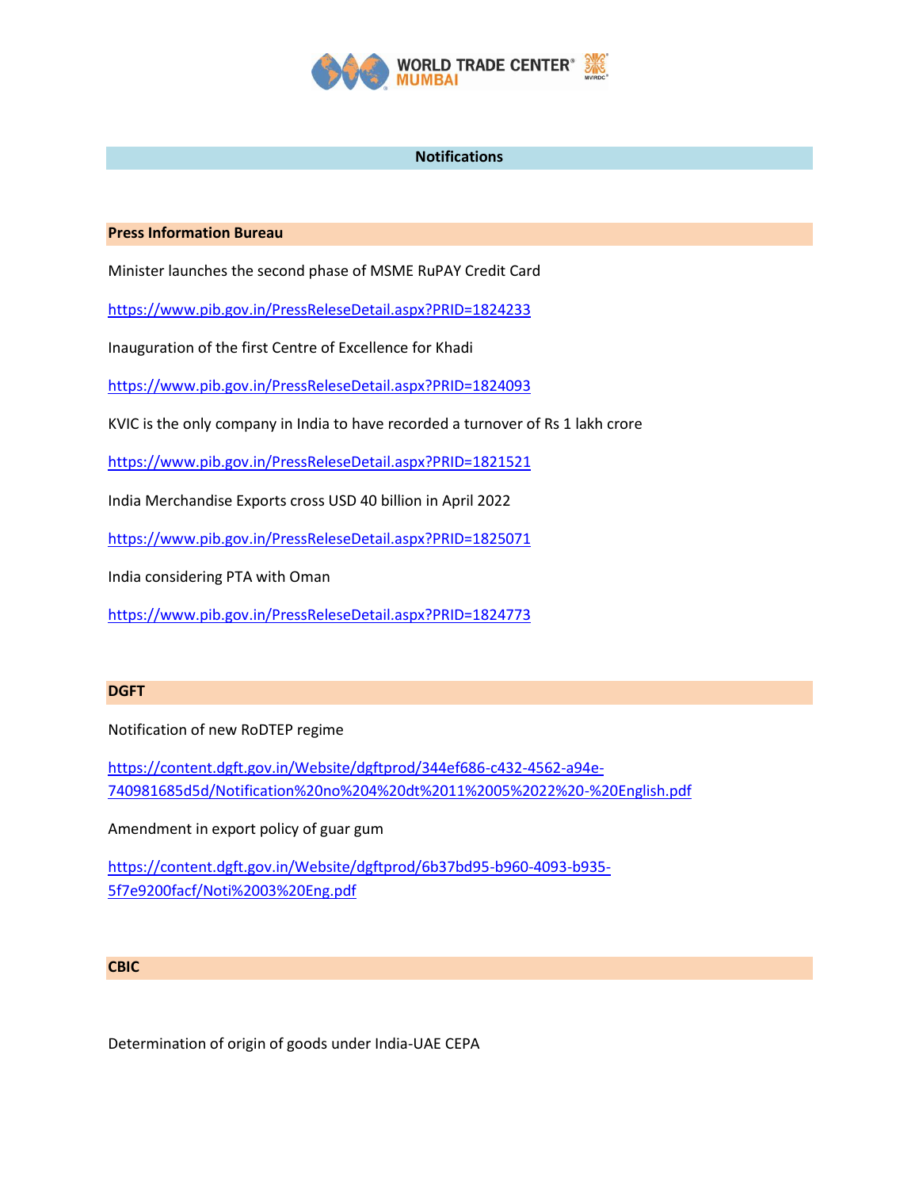## Notifications

### Press Information Bureau

Minister launches the second phase of MSME RuPAY Credit Card

https://www.pib.gov.in/PressReleseDetail.aspx?PRID=1824233

Inauguration of the first Centre of Excellence for Khadi

https://www.pib.gov.in/PressReleseDetail.aspx?PRID=1824093

KVIC is the only company in India to have recorded a turnover of Rs 1 lakh crore

https://www.pib.gov.in/PressReleseDetail.aspx?PRID=1821521

India Merchandise Exports cross USD 40 billion in April 2022

https://www.pib.gov.in/PressReleseDetail.aspx?PRID=1825071

India considering PTA with Oman

https://www.pib.gov.in/PressReleseDetail.aspx?PRID=1824773

### DGFT

Notification of new RoDTEP regime

https://content.dgft.gov.in/Website/dgftprod/344ef686-c432-4562-a94e-740981685d5d/Notification%20no%204%20dt%2011%2005%2022%20-%20English.pdf

Amendment in export policy of guar gum

https://content.dgft.gov.in/Website/dgftprod/6b37bd95-b960-4093-b935-5f7e9200facf/Noti%2003%20Eng.pdf

### CBIC

Determination of origin of goods under India-UAE CEPA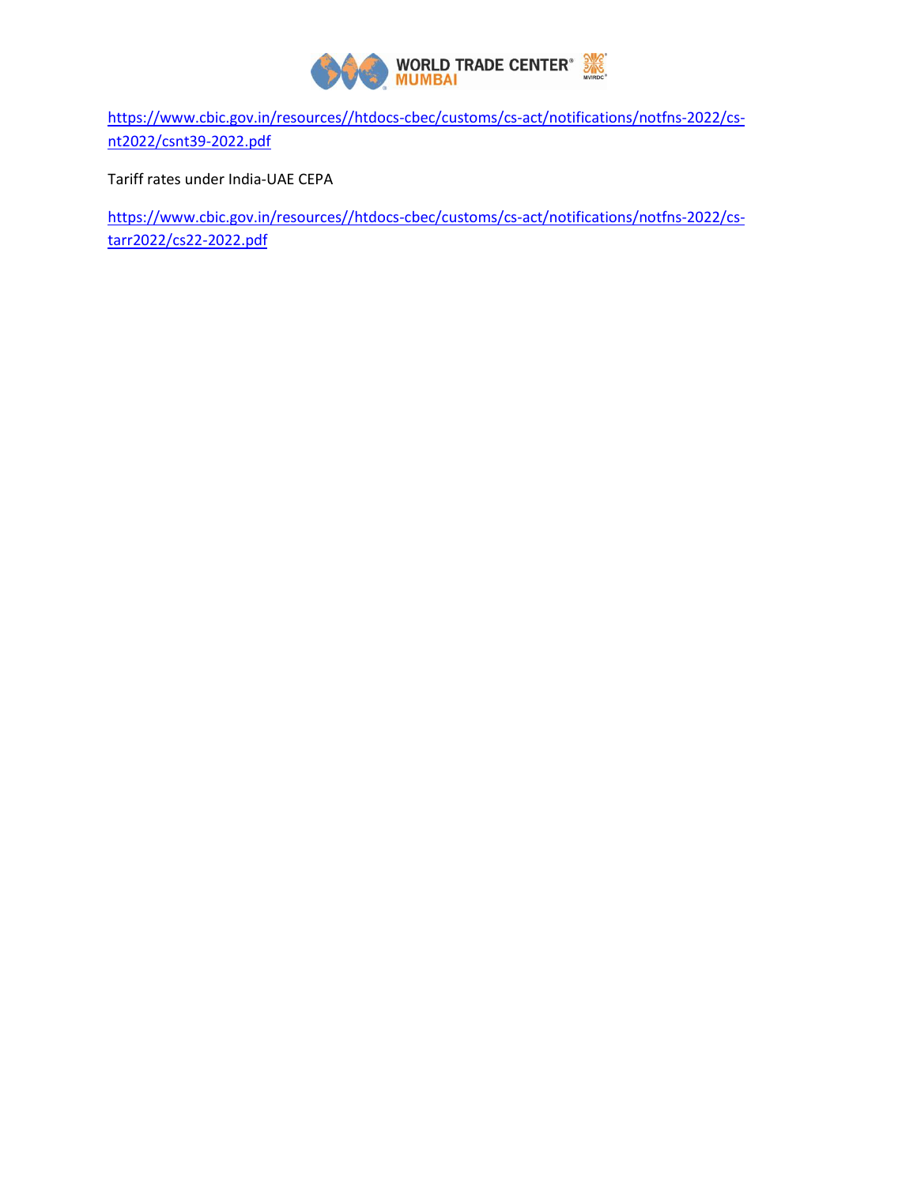https://www.cbic.gov.in/resources//htdocs-cbec/customs/cs-act/notifications/notfns-2022/cs-nt2022/csnt39-2022.pdf

Tariff rates under India-UAE CEPA

https://www.cbic.gov.in/resources//htdocs-cbec/customs/cs-act/notifications/notfns-2022/cs-tarr2022/cs22-2022.pdf